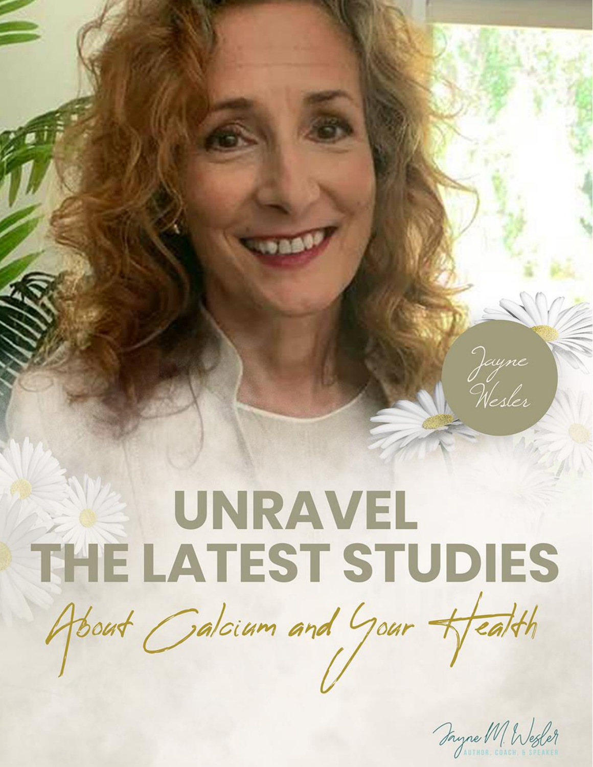Jayne Wesler

# UNRAVEL THE LATEST STUDIES

## *About Calcium and Your Health*

Jayne M. Wesler
AUTHOR, COACH, & SPEAKER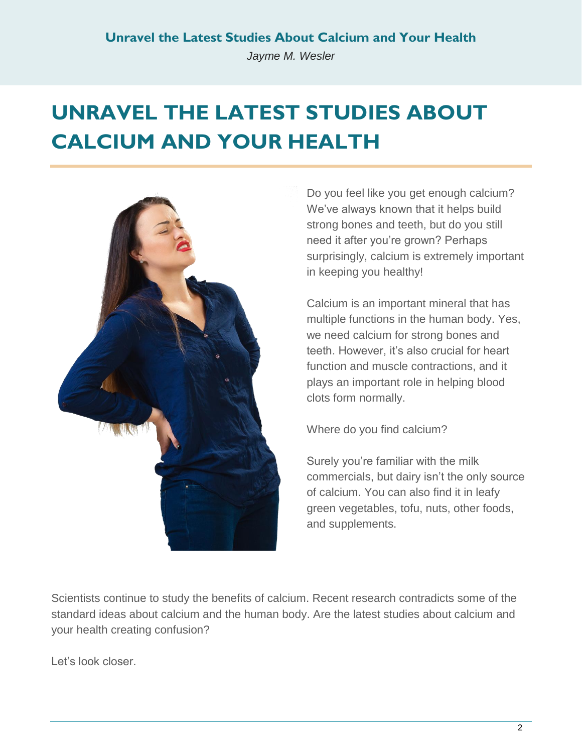# UNRAVEL THE LATEST STUDIES ABOUT CALCIUM AND YOUR HEALTH

Do you feel like you get enough calcium? We've always known that it helps build strong bones and teeth, but do you still need it after you're grown? Perhaps surprisingly, calcium is extremely important in keeping you healthy!

Calcium is an important mineral that has multiple functions in the human body. Yes, we need calcium for strong bones and teeth. However, it's also crucial for heart function and muscle contractions, and it plays an important role in helping blood clots form normally.

Where do you find calcium?

Surely you're familiar with the milk commercials, but dairy isn't the only source of calcium. You can also find it in leafy green vegetables, tofu, nuts, other foods, and supplements.

Scientists continue to study the benefits of calcium. Recent research contradicts some of the standard ideas about calcium and the human body. Are the latest studies about calcium and your health creating confusion?

Let's look closer.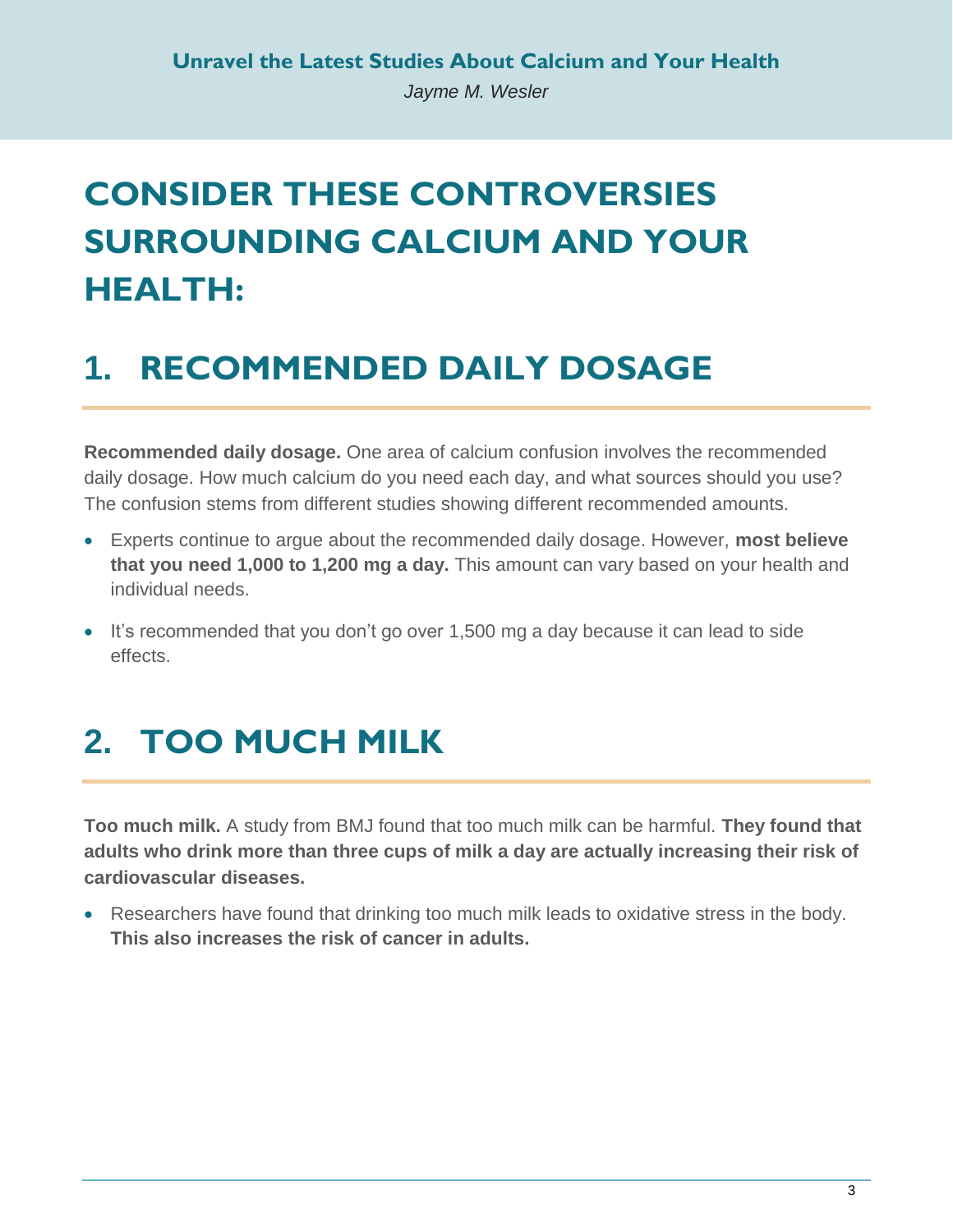# CONSIDER THESE CONTROVERSIES SURROUNDING CALCIUM AND YOUR HEALTH:

## 1. RECOMMENDED DAILY DOSAGE

**Recommended daily dosage.** One area of calcium confusion involves the recommended daily dosage. How much calcium do you need each day, and what sources should you use? The confusion stems from different studies showing different recommended amounts.

- Experts continue to argue about the recommended daily dosage. However, **most believe that you need 1,000 to 1,200 mg a day.** This amount can vary based on your health and individual needs.
- It's recommended that you don't go over 1,500 mg a day because it can lead to side effects.

## 2. TOO MUCH MILK

**Too much milk.** A study from BMJ found that too much milk can be harmful. **They found that adults who drink more than three cups of milk a day are actually increasing their risk of cardiovascular diseases.**

- Researchers have found that drinking too much milk leads to oxidative stress in the body. **This also increases the risk of cancer in adults.**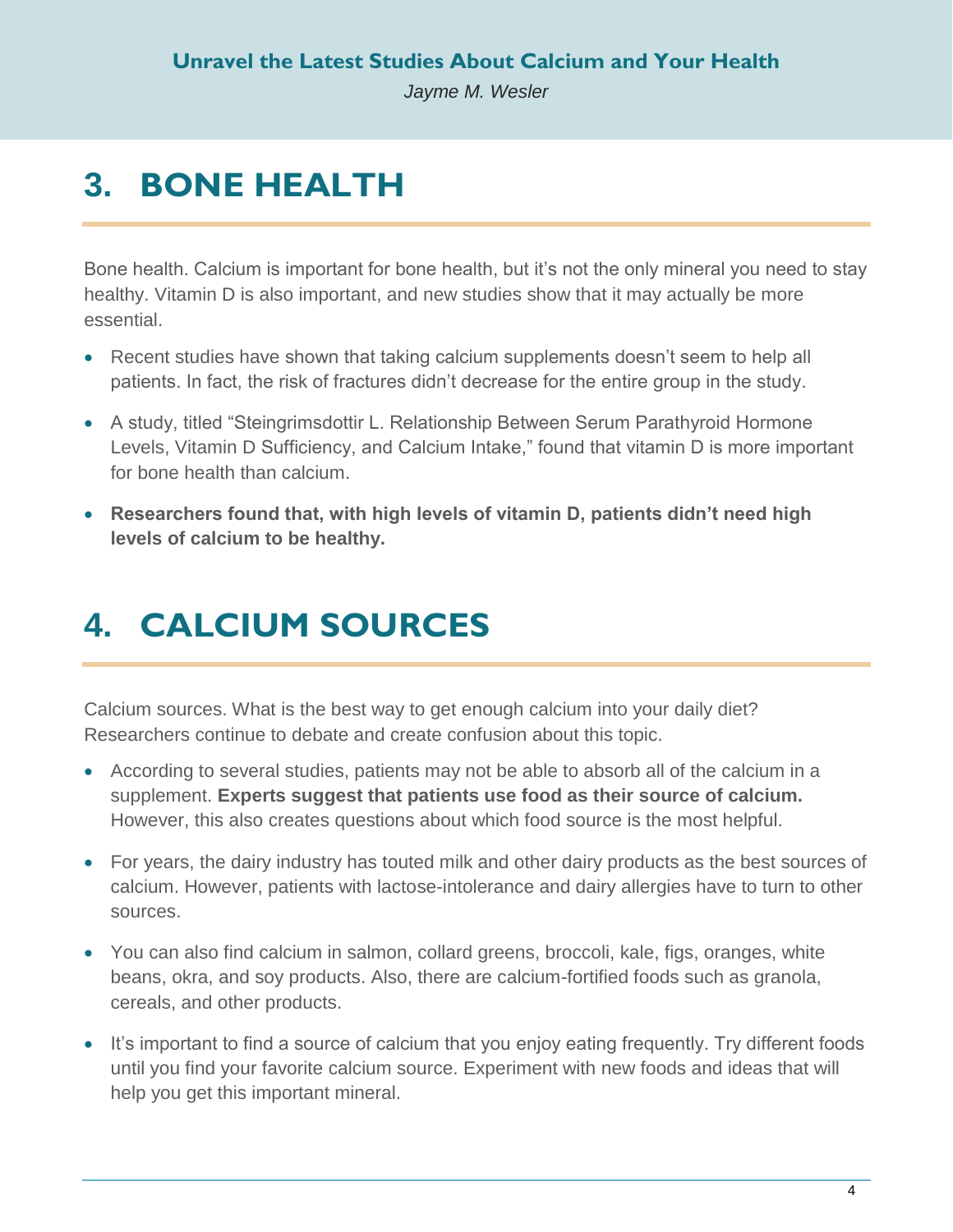## 3. BONE HEALTH

Bone health. Calcium is important for bone health, but it's not the only mineral you need to stay healthy. Vitamin D is also important, and new studies show that it may actually be more essential.

- Recent studies have shown that taking calcium supplements doesn't seem to help all patients. In fact, the risk of fractures didn't decrease for the entire group in the study.
- A study, titled "Steingrimsdottir L. Relationship Between Serum Parathyroid Hormone Levels, Vitamin D Sufficiency, and Calcium Intake," found that vitamin D is more important for bone health than calcium.
- **Researchers found that, with high levels of vitamin D, patients didn't need high levels of calcium to be healthy.**

## 4. CALCIUM SOURCES

Calcium sources. What is the best way to get enough calcium into your daily diet? Researchers continue to debate and create confusion about this topic.

- According to several studies, patients may not be able to absorb all of the calcium in a supplement. **Experts suggest that patients use food as their source of calcium.** However, this also creates questions about which food source is the most helpful.
- For years, the dairy industry has touted milk and other dairy products as the best sources of calcium. However, patients with lactose-intolerance and dairy allergies have to turn to other sources.
- You can also find calcium in salmon, collard greens, broccoli, kale, figs, oranges, white beans, okra, and soy products. Also, there are calcium-fortified foods such as granola, cereals, and other products.
- It's important to find a source of calcium that you enjoy eating frequently. Try different foods until you find your favorite calcium source. Experiment with new foods and ideas that will help you get this important mineral.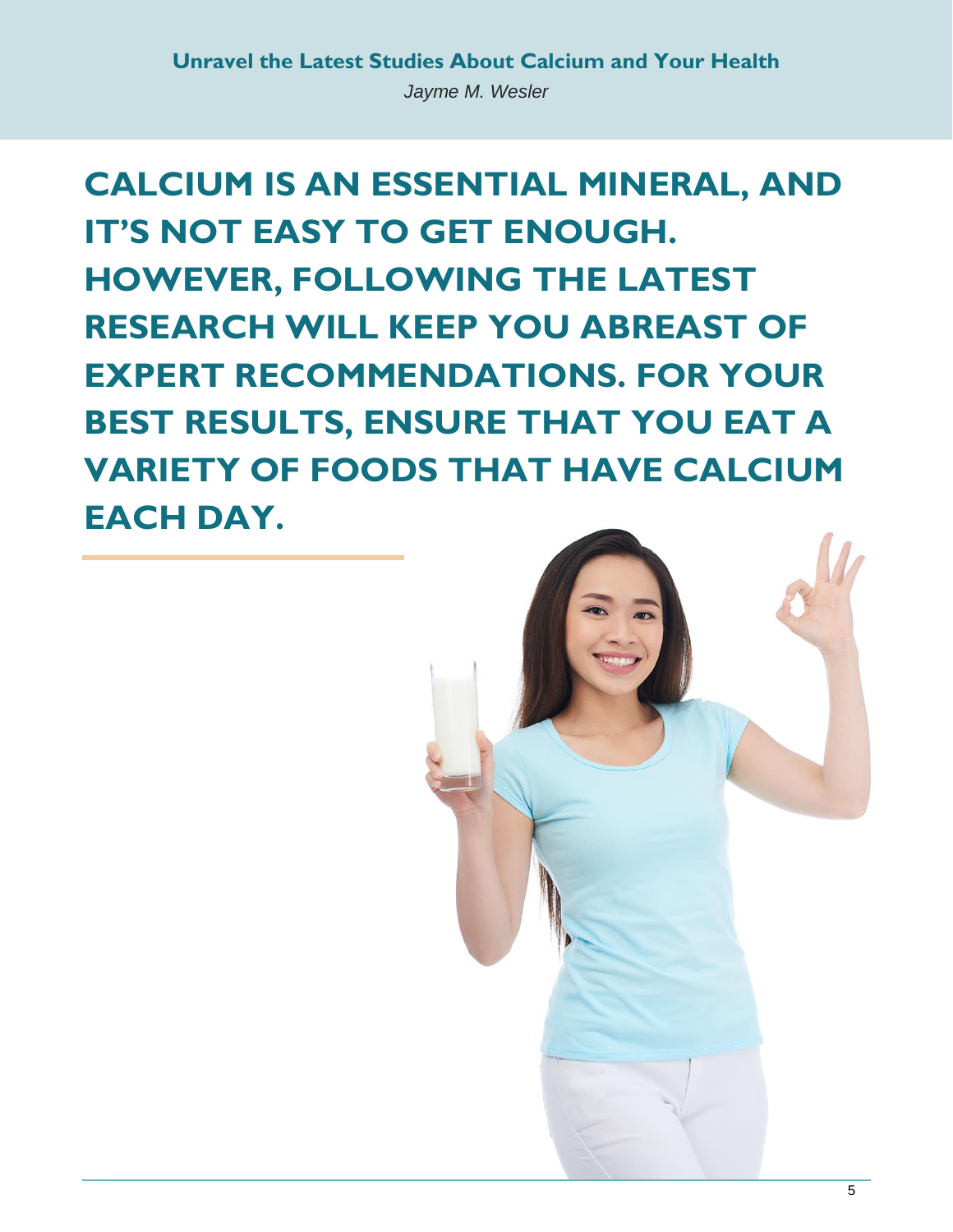**CALCIUM IS AN ESSENTIAL MINERAL, AND IT'S NOT EASY TO GET ENOUGH. HOWEVER, FOLLOWING THE LATEST RESEARCH WILL KEEP YOU ABREAST OF EXPERT RECOMMENDATIONS. FOR YOUR BEST RESULTS, ENSURE THAT YOU EAT A VARIETY OF FOODS THAT HAVE CALCIUM EACH DAY.**